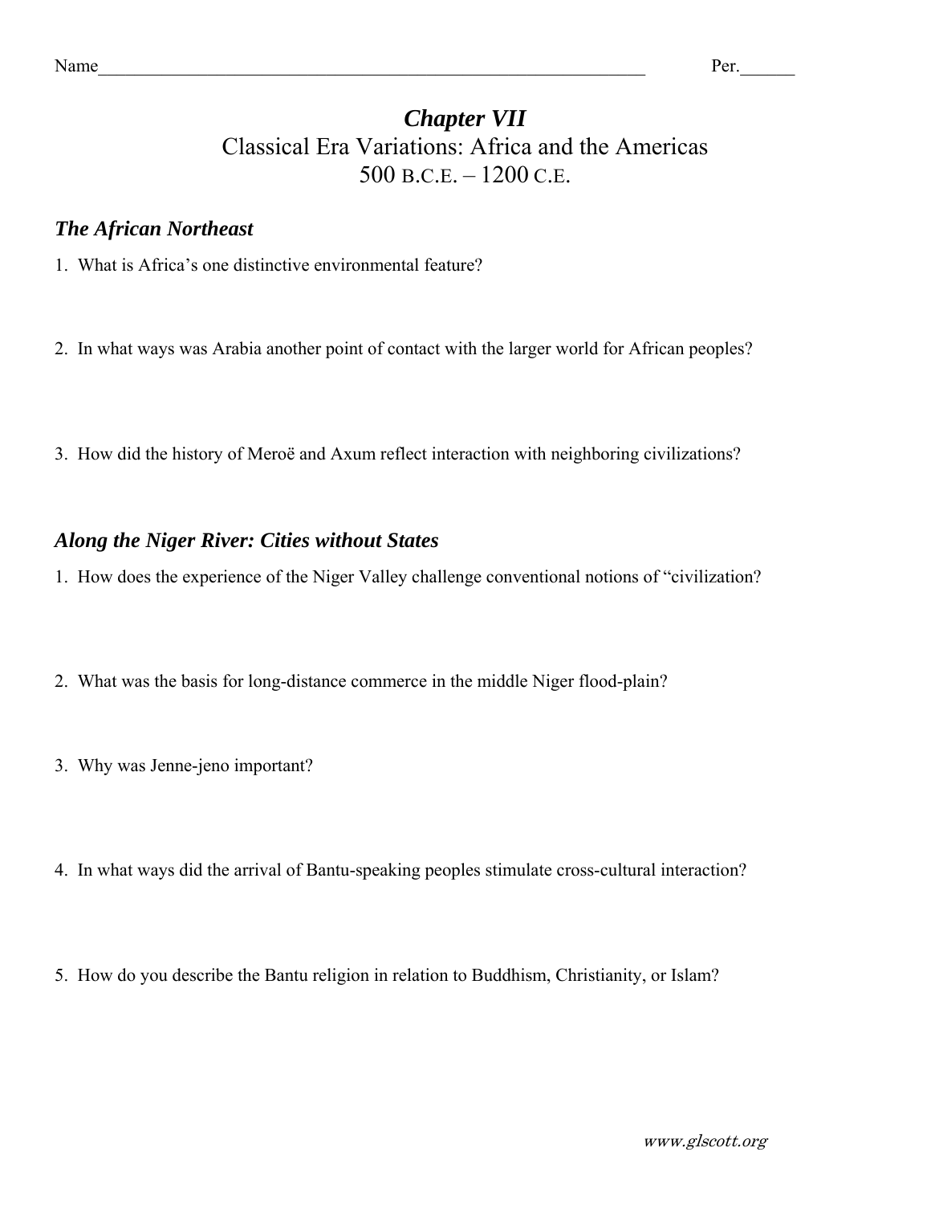Name_______________________________________________________________ Per.______

# *Chapter VII*

## Classical Era Variations: Africa and the Americas
## 500 B.C.E. – 1200 C.E.

### *The African Northeast*

1. What is Africa's one distinctive environmental feature?

2. In what ways was Arabia another point of contact with the larger world for African peoples?

3. How did the history of Meroë and Axum reflect interaction with neighboring civilizations?

### *Along the Niger River: Cities without States*

1. How does the experience of the Niger Valley challenge conventional notions of "civilization?

2. What was the basis for long-distance commerce in the middle Niger flood-plain?

3. Why was Jenne-jeno important?

4. In what ways did the arrival of Bantu-speaking peoples stimulate cross-cultural interaction?

5. How do you describe the Bantu religion in relation to Buddhism, Christianity, or Islam?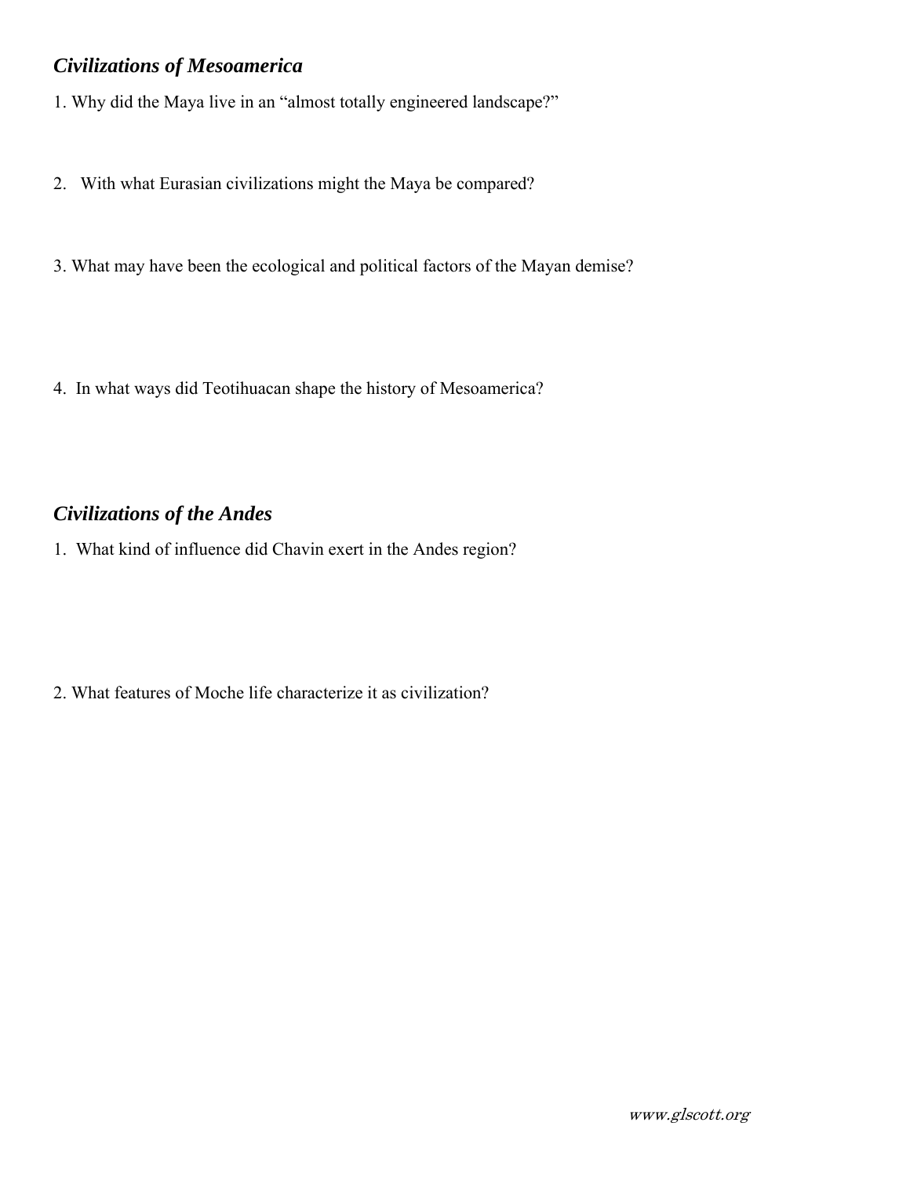## *Civilizations of Mesoamerica*

1. Why did the Maya live in an "almost totally engineered landscape?"

2. With what Eurasian civilizations might the Maya be compared?

3. What may have been the ecological and political factors of the Mayan demise?

4. In what ways did Teotihuacan shape the history of Mesoamerica?

## *Civilizations of the Andes*

1. What kind of influence did Chavin exert in the Andes region?

2. What features of Moche life characterize it as civilization?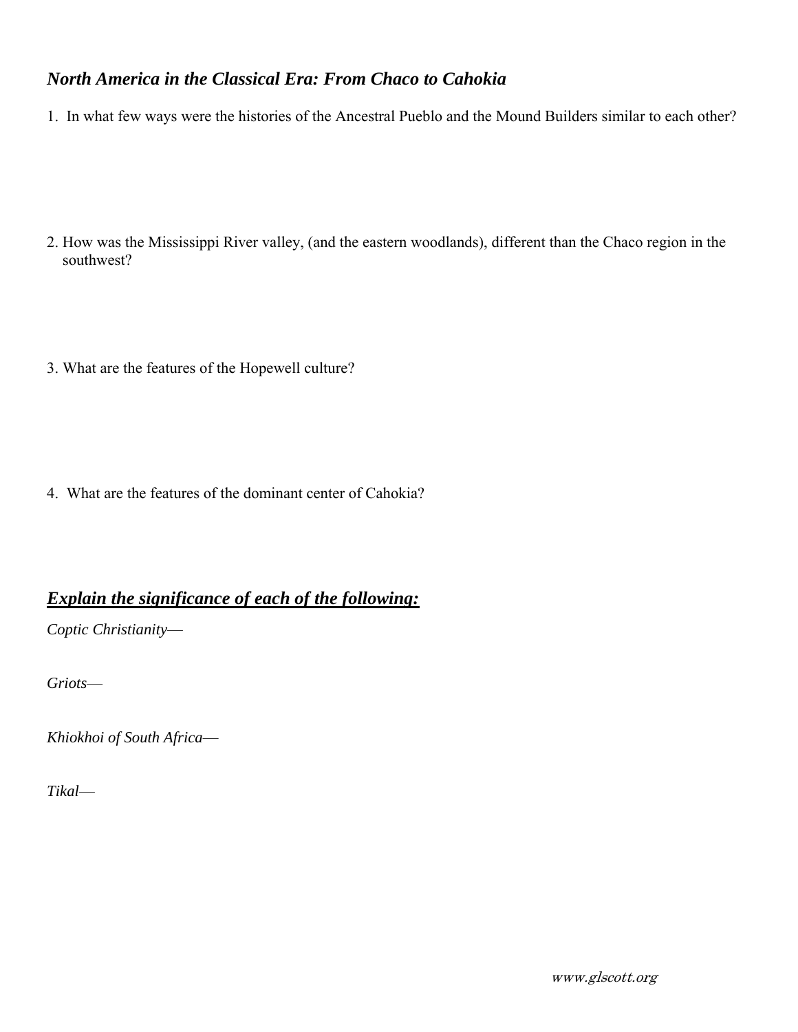### *North America in the Classical Era: From Chaco to Cahokia*

1. In what few ways were the histories of the Ancestral Pueblo and the Mound Builders similar to each other?

2. How was the Mississippi River valley, (and the eastern woodlands), different than the Chaco region in the southwest?

3. What are the features of the Hopewell culture?

4. What are the features of the dominant center of Cahokia?

## ***Explain the significance of each of the following:***

*Coptic Christianity*—

*Griots*—

*Khiokhoi of South Africa*—

*Tikal*—

www.glscott.org